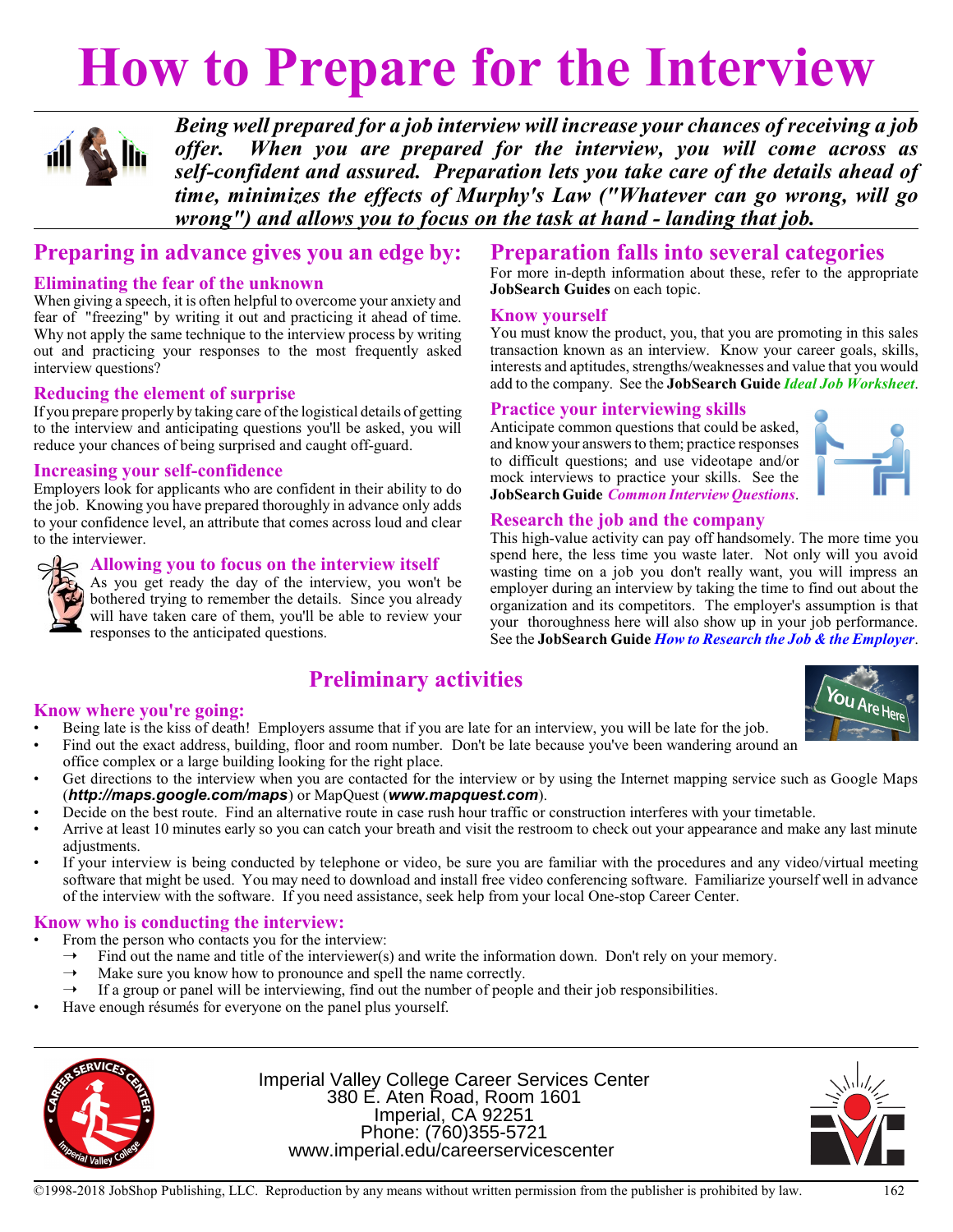# How to Prepare for the Interview

***Being well prepared for a job interview will increase your chances of receiving a job offer. When you are prepared for the interview, you will come across as self-confident and assured. Preparation lets you take care of the details ahead of time, minimizes the effects of Murphy's Law ("Whatever can go wrong, will go wrong") and allows you to focus on the task at hand - landing that job.***

## Preparing in advance gives you an edge by:

### Eliminating the fear of the unknown

When giving a speech, it is often helpful to overcome your anxiety and fear of "freezing" by writing it out and practicing it ahead of time. Why not apply the same technique to the interview process by writing out and practicing your responses to the most frequently asked interview questions?

### Reducing the element of surprise

If you prepare properly by taking care of the logistical details of getting to the interview and anticipating questions you'll be asked, you will reduce your chances of being surprised and caught off-guard.

### Increasing your self-confidence

Employers look for applicants who are confident in their ability to do the job. Knowing you have prepared thoroughly in advance only adds to your confidence level, an attribute that comes across loud and clear to the interviewer.

### Allowing you to focus on the interview itself

As you get ready the day of the interview, you won't be bothered trying to remember the details. Since you already will have taken care of them, you'll be able to review your responses to the anticipated questions.

## Preparation falls into several categories

For more in-depth information about these, refer to the appropriate **JobSearch Guides** on each topic.

### Know yourself

You must know the product, you, that you are promoting in this sales transaction known as an interview. Know your career goals, skills, interests and aptitudes, strengths/weaknesses and value that you would add to the company. See the **JobSearch Guide** ***Ideal Job Worksheet***.

### Practice your interviewing skills

Anticipate common questions that could be asked, and know your answers to them; practice responses to difficult questions; and use videotape and/or mock interviews to practice your skills. See the **JobSearch Guide** ***Common Interview Questions***.

### Research the job and the company

This high-value activity can pay off handsomely. The more time you spend here, the less time you waste later. Not only will you avoid wasting time on a job you don't really want, you will impress an employer during an interview by taking the time to find out about the organization and its competitors. The employer's assumption is that your thoroughness here will also show up in your job performance. See the **JobSearch Guide** ***How to Research the Job & the Employer***.

## Preliminary activities

### Know where you're going:

- Being late is the kiss of death! Employers assume that if you are late for an interview, you will be late for the job.
- Find out the exact address, building, floor and room number. Don't be late because you've been wandering around an office complex or a large building looking for the right place.
- Get directions to the interview when you are contacted for the interview or by using the Internet mapping service such as Google Maps (***http://maps.google.com/maps***) or MapQuest (***www.mapquest.com***).
- Decide on the best route. Find an alternative route in case rush hour traffic or construction interferes with your timetable.
- Arrive at least 10 minutes early so you can catch your breath and visit the restroom to check out your appearance and make any last minute adjustments.
- If your interview is being conducted by telephone or video, be sure you are familiar with the procedures and any video/virtual meeting software that might be used. You may need to download and install free video conferencing software. Familiarize yourself well in advance of the interview with the software. If you need assistance, seek help from your local One-stop Career Center.

### Know who is conducting the interview:

- From the person who contacts you for the interview:
  - Find out the name and title of the interviewer(s) and write the information down. Don't rely on your memory.
  - Make sure you know how to pronounce and spell the name correctly.
  - If a group or panel will be interviewing, find out the number of people and their job responsibilities.
- Have enough résumés for everyone on the panel plus yourself.

Imperial Valley College Career Services Center
380 E. Aten Road, Room 1601
Imperial, CA 92251
Phone: (760)355-5721
www.imperial.edu/careerservicescenter

©1998-2018 JobShop Publishing, LLC. Reproduction by any means without written permission from the publisher is prohibited by law.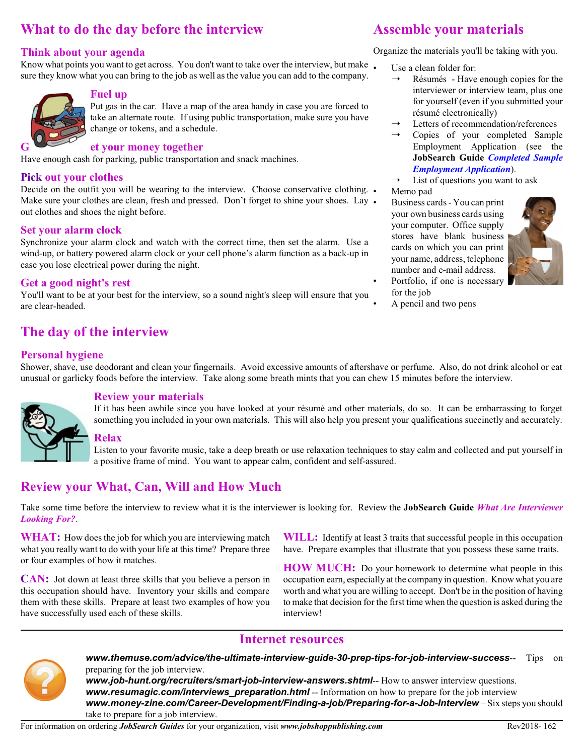## What to do the day before the interview

### Think about your agenda

Know what points you want to get across. You don't want to take over the interview, but make sure they know what you can bring to the job as well as the value you can add to the company.

### Fuel up

Put gas in the car. Have a map of the area handy in case you are forced to take an alternate route. If using public transportation, make sure you have change or tokens, and a schedule.

### Get your money together

Have enough cash for parking, public transportation and snack machines.

### Pick out your clothes

Decide on the outfit you will be wearing to the interview. Choose conservative clothing. Make sure your clothes are clean, fresh and pressed. Don't forget to shine your shoes. Lay out clothes and shoes the night before.

### Set your alarm clock

Synchronize your alarm clock and watch with the correct time, then set the alarm. Use a wind-up, or battery powered alarm clock or your cell phone's alarm function as a back-up in case you lose electrical power during the night.

### Get a good night's rest

You'll want to be at your best for the interview, so a sound night's sleep will ensure that you are clear-headed.

## Assemble your materials

Organize the materials you'll be taking with you.

- Use a clean folder for:
  - Résumés - Have enough copies for the interviewer or interview team, plus one for yourself (even if you submitted your résumé electronically)
  - Letters of recommendation/references
  - Copies of your completed Sample Employment Application (see the **JobSearch Guide** ***Completed Sample Employment Application***).
  - List of questions you want to ask
- Memo pad
- Business cards - You can print your own business cards using your computer. Office supply stores have blank business cards on which you can print your name, address, telephone number and e-mail address.
- Portfolio, if one is necessary for the job
- A pencil and two pens

## The day of the interview

### Personal hygiene

Shower, shave, use deodorant and clean your fingernails. Avoid excessive amounts of aftershave or perfume. Also, do not drink alcohol or eat unusual or garlicky foods before the interview. Take along some breath mints that you can chew 15 minutes before the interview.

### Review your materials

If it has been awhile since you have looked at your résumé and other materials, do so. It can be embarrassing to forget something you included in your own materials. This will also help you present your qualifications succinctly and accurately.

### Relax

Listen to your favorite music, take a deep breath or use relaxation techniques to stay calm and collected and put yourself in a positive frame of mind. You want to appear calm, confident and self-assured.

## Review your What, Can, Will and How Much

Take some time before the interview to review what it is the interviewer is looking for. Review the **JobSearch Guide** ***What Are Interviewer Looking For?***.

**WHAT:** How does the job for which you are interviewing match what you really want to do with your life at this time? Prepare three or four examples of how it matches.

**CAN:** Jot down at least three skills that you believe a person in this occupation should have. Inventory your skills and compare them with these skills. Prepare at least two examples of how you have successfully used each of these skills.

**WILL:** Identify at least 3 traits that successful people in this occupation have. Prepare examples that illustrate that you possess these same traits.

**HOW MUCH:** Do your homework to determine what people in this occupation earn, especially at the company in question. Know what you are worth and what you are willing to accept. Don't be in the position of having to make that decision for the first time when the question is asked during the interview!

## Internet resources

***www.themuse.com/advice/the-ultimate-interview-guide-30-prep-tips-for-job-interview-success***-- Tips on preparing for the job interview.
***www.job-hunt.org/recruiters/smart-job-interview-answers.shtml***-- How to answer interview questions.
***www.resumagic.com/interviews_preparation.html*** -- Information on how to prepare for the job interview
***www.money-zine.com/Career-Development/Finding-a-job/Preparing-for-a-Job-Interview*** – Six steps you should take to prepare for a job interview.

For information on ordering ***JobSearch Guides*** for your organization, visit ***www.jobshoppublishing.com*** Rev2018- 162